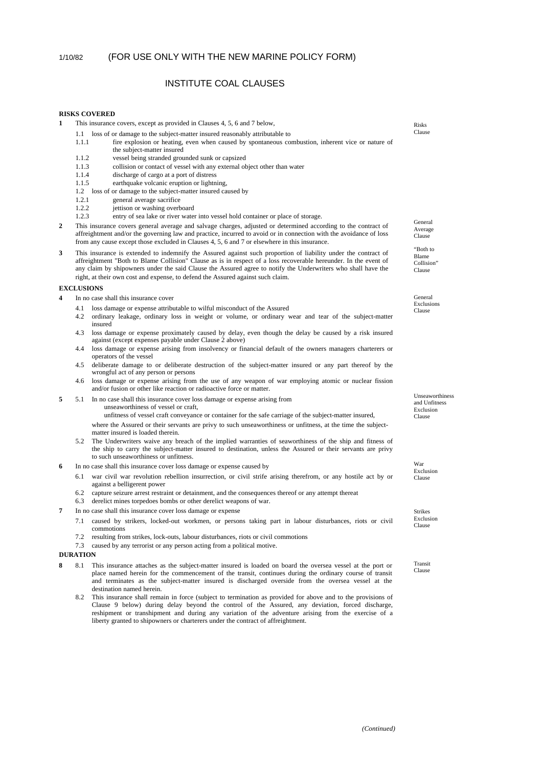1/10/82 (FOR USE ONLY WITH THE NEW MARINE POLICY FORM)

# INSTITUTE COAL CLAUSES

## RISKS COVERED

**1** This insurance covers, except as provided in Clauses 4, 5, 6 and 7 below, *Risks Clause*

1.1 loss of or damage to the subject-matter insured reasonably attributable to

1.1.1 fire explosion or heating, even when caused by spontaneous combustion, inherent vice or nature of the subject-matter insured

1.1.2 vessel being stranded grounded sunk or capsized

1.1.3 collision or contact of vessel with any external object other than water

1.1.4 discharge of cargo at a port of distress

1.1.5 earthquake volcanic eruption or lightning,

1.2 loss of or damage to the subject-matter insured caused by

1.2.1 general average sacrifice

1.2.2 jettison or washing overboard

1.2.3 entry of sea lake or river water into vessel hold container or place of storage.

**2** This insurance covers general average and salvage charges, adjusted or determined according to the contract of affreightment and/or the governing law and practice, incurred to avoid or in connection with the avoidance of loss from any cause except those excluded in Clauses 4, 5, 6 and 7 or elsewhere in this insurance. *General Average Clause*

**3** This insurance is extended to indemnify the Assured against such proportion of liability under the contract of affreightment "Both to Blame Collision" Clause as is in respect of a loss recoverable hereunder. In the event of any claim by shipowners under the said Clause the Assured agree to notify the Underwriters who shall have the right, at their own cost and expense, to defend the Assured against such claim. *"Both to Blame Collision" Clause*

## EXCLUSIONS

**4** In no case shall this insurance cover *General Exclusions Clause*

4.1 loss damage or expense attributable to wilful misconduct of the Assured

4.2 ordinary leakage, ordinary loss in weight or volume, or ordinary wear and tear of the subject-matter insured

4.3 loss damage or expense proximately caused by delay, even though the delay be caused by a risk insured against (except expenses payable under Clause 2 above)

4.4 loss damage or expense arising from insolvency or financial default of the owners managers charterers or operators of the vessel

4.5 deliberate damage to or deliberate destruction of the subject-matter insured or any part thereof by the wrongful act of any person or persons

4.6 loss damage or expense arising from the use of any weapon of war employing atomic or nuclear fission and/or fusion or other like reaction or radioactive force or matter.

**5** 5.1 In no case shall this insurance cover loss damage or expense arising from *Unseaworthiness and Unfitness Exclusion Clause*

unseaworthiness of vessel or craft,

unfitness of vessel craft conveyance or container for the safe carriage of the subject-matter insured,

where the Assured or their servants are privy to such unseaworthiness or unfitness, at the time the subject-matter insured is loaded therein.

5.2 The Underwriters waive any breach of the implied warranties of seaworthiness of the ship and fitness of the ship to carry the subject-matter insured to destination, unless the Assured or their servants are privy to such unseaworthiness or unfitness.

**6** In no case shall this insurance cover loss damage or expense caused by *War Exclusion Clause*

6.1 war civil war revolution rebellion insurrection, or civil strife arising therefrom, or any hostile act by or against a belligerent power

6.2 capture seizure arrest restraint or detainment, and the consequences thereof or any attempt thereat

6.3 derelict mines torpedoes bombs or other derelict weapons of war.

**7** In no case shall this insurance cover loss damage or expense *Strikes Exclusion Clause*

7.1 caused by strikers, locked-out workmen, or persons taking part in labour disturbances, riots or civil commotions

7.2 resulting from strikes, lock-outs, labour disturbances, riots or civil commotions

7.3 caused by any terrorist or any person acting from a political motive.

## DURATION

**8** 8.1 This insurance attaches as the subject-matter insured is loaded on board the oversea vessel at the port or place named herein for the commencement of the transit, continues during the ordinary course of transit and terminates as the subject-matter insured is discharged overside from the oversea vessel at the destination named herein. *Transit Clause*

8.2 This insurance shall remain in force (subject to termination as provided for above and to the provisions of Clause 9 below) during delay beyond the control of the Assured, any deviation, forced discharge, reshipment or transhipment and during any variation of the adventure arising from the exercise of a liberty granted to shipowners or charterers under the contract of affreightment.

*(Continued)*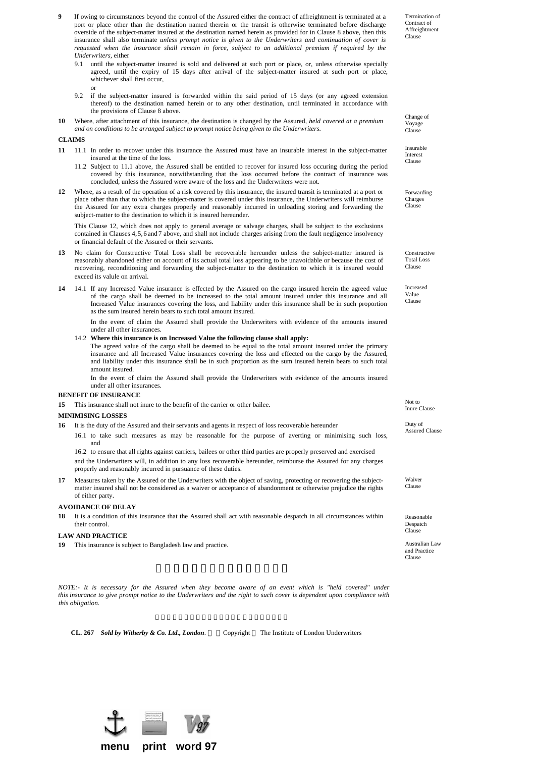**9** If owing to circumstances beyond the control of the Assured either the contract of affreightment is terminated at a port or place other than the destination named therein or the transit is otherwise terminated before discharge overside of the subject-matter insured at the destination named herein as provided for in Clause 8 above, then this insurance shall also terminate *unless prompt notice is given to the Underwriters and continuation of cover is requested when the insurance shall remain in force, subject to an additional premium if required by the Underwriters,* either

9.1 until the subject-matter insured is sold and delivered at such port or place, or, unless otherwise specially agreed, until the expiry of 15 days after arrival of the subject-matter insured at such port or place, whichever shall first occur,

or

9.2 if the subject-matter insured is forwarded within the said period of 15 days (or any agreed extension thereof) to the destination named herein or to any other destination, until terminated in accordance with the provisions of Clause 8 above.

Termination of Contract of Affreightment Clause

**10** Where, after attachment of this insurance, the destination is changed by the Assured, *held covered at a premium and on conditions to be arranged subject to prompt notice being given to the Underwriters.*

Change of Voyage Clause

**CLAIMS**

**11** 11.1 In order to recover under this insurance the Assured must have an insurable interest in the subject-matter insured at the time of the loss.

11.2 Subject to 11.1 above, the Assured shall be entitled to recover for insured loss occuring during the period covered by this insurance, notwithstanding that the loss occurred before the contract of insurance was concluded, unless the Assured were aware of the loss and the Underwriters were not.

Insurable Interest Clause

**12** Where, as a result of the operation of a risk covered by this insurance, the insured transit is terminated at a port or place other than that to which the subject-matter is covered under this insurance, the Underwriters will reimburse the Assured for any extra charges properly and reasonably incurred in unloading storing and forwarding the subject-matter to the destination to which it is insured hereunder.

This Clause 12, which does not apply to general average or salvage charges, shall be subject to the exclusions contained in Clauses 4, 5, 6 and 7 above, and shall not include charges arising from the fault negligence insolvency or financial default of the Assured or their servants.

Forwarding Charges Clause

**13** No claim for Constructive Total Loss shall be recoverable hereunder unless the subject-matter insured is reasonably abandoned either on account of its actual total loss appearing to be unavoidable or because the cost of recovering, reconditioning and forwarding the subject-matter to the destination to which it is insured would exceed its valule on arrival.

Constructive Total Loss Clause

**14** 14.1 If any Increased Value insurance is effected by the Assured on the cargo insured herein the agreed value of the cargo shall be deemed to be increased to the total amount insured under this insurance and all Increased Value insurances covering the loss, and liability under this insurance shall be in such proportion as the sum insured herein bears to such total amount insured.

In the event of claim the Assured shall provide the Underwriters with evidence of the amounts insured under all other insurances.

14.2 **Where this insurance is on Increased Value the following clause shall apply:**
The agreed value of the cargo shall be deemed to be equal to the total amount insured under the primary insurance and all Increased Value insurances covering the loss and effected on the cargo by the Assured, and liability under this insurance shall be in such proportion as the sum insured herein bears to such total amount insured.
In the event of claim the Assured shall provide the Underwriters with evidence of the amounts insured under all other insurances.

Increased Value Clause

**BENEFIT OF INSURANCE**

**15** This insurance shall not inure to the benefit of the carrier or other bailee.

Not to Inure Clause

**MINIMISING LOSSES**

**16** It is the duty of the Assured and their servants and agents in respect of loss recoverable hereunder

16.1 to take such measures as may be reasonable for the purpose of averting or minimising such loss, and

16.2 to ensure that all rights against carriers, bailees or other third parties are properly preserved and exercised

and the Underwriters will, in addition to any loss recoverable hereunder, reimburse the Assured for any charges properly and reasonably incurred in pursuance of these duties.

Duty of Assured Clause

**17** Measures taken by the Assured or the Underwriters with the object of saving, protecting or recovering the subject-matter insured shall not be considered as a waiver or acceptance of abandonment or otherwise prejudice the rights of either party.

Waiver Clause

**AVOIDANCE OF DELAY**

**18** It is a condition of this insurance that the Assured shall act with reasonable despatch in all circumstances within their control.

Reasonable Despatch Clause

**LAW AND PRACTICE**

**19** This insurance is subject to Bangladesh law and practice.

Australian Law and Practice Clause

*NOTE:- It is necessary for the Assured when they become aware of an event which is "held covered" under this insurance to give prompt notice to the Underwriters and the right to such cover is dependent upon compliance with this obligation.*

**CL. 267** ***Sold by Witherby & Co. Ltd., London.*** Copyright The Institute of London Underwriters

menu print word 97